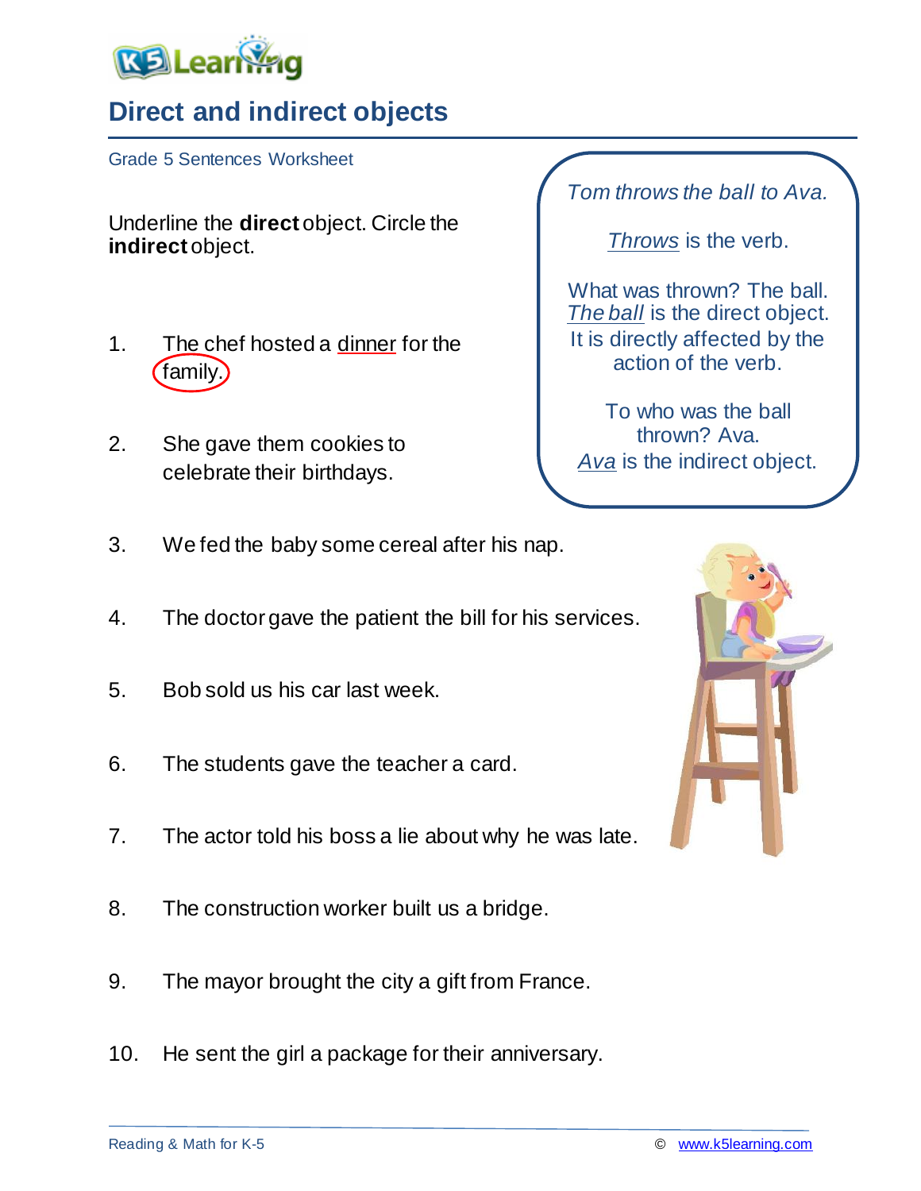# Direct and indirect objects

Grade 5 Sentences Worksheet

Underline the **direct** object. Circle the **indirect** object.

> *Tom throws the ball to Ava.*
>
> *Throws* is the verb.
>
> What was thrown? The ball. *The ball* is the direct object. It is directly affected by the action of the verb.
>
> To who was the ball thrown? Ava. *Ava* is the indirect object.

1. The chef hosted a dinner for the family.
2. She gave them cookies to celebrate their birthdays.
3. We fed the baby some cereal after his nap.
4. The doctor gave the patient the bill for his services.
5. Bob sold us his car last week.
6. The students gave the teacher a card.
7. The actor told his boss a lie about why he was late.
8. The construction worker built us a bridge.
9. The mayor brought the city a gift from France.
10. He sent the girl a package for their anniversary.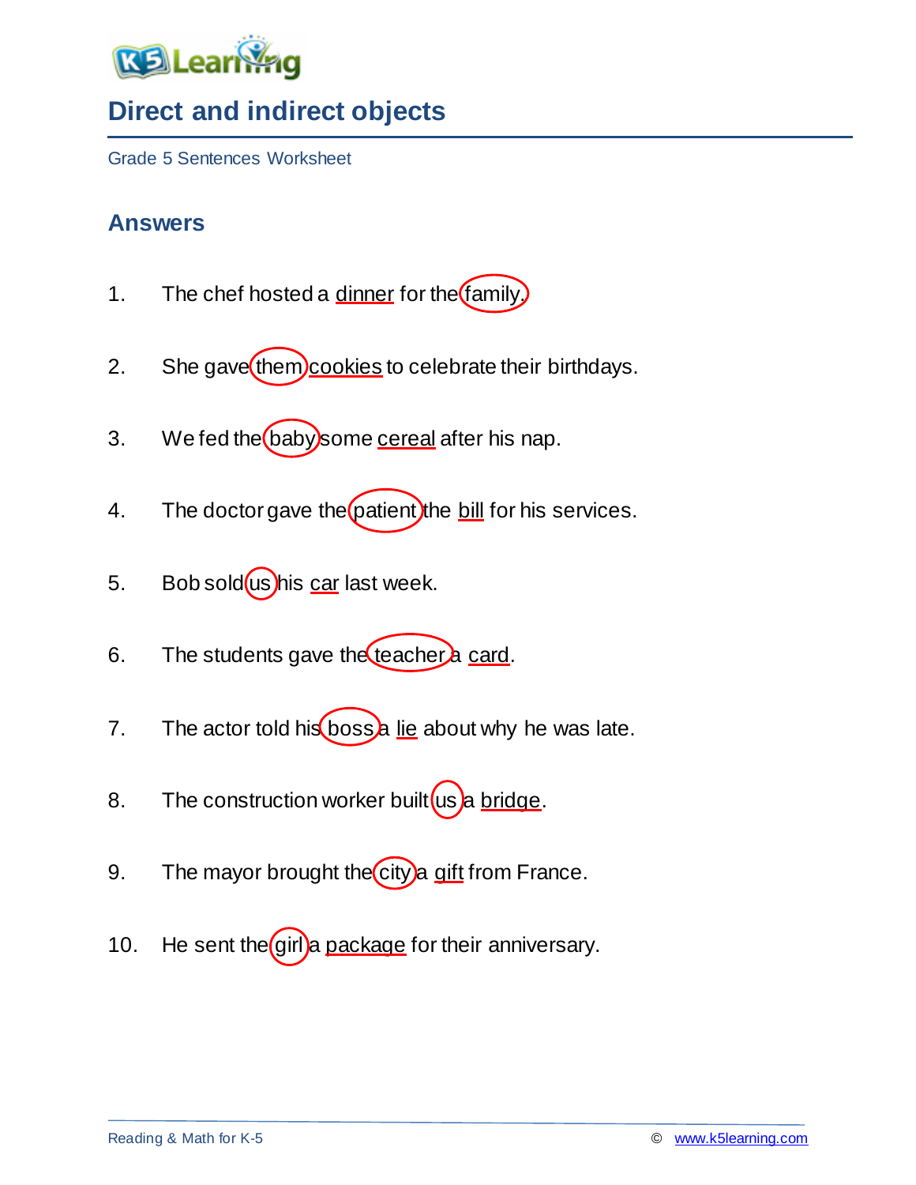# Direct and indirect objects

Grade 5 Sentences Worksheet

## Answers

1. The chef hosted a <u>dinner</u> for the **family**.

2. She gave **them** <u>cookies</u> to celebrate their birthdays.

3. We fed the **baby** some <u>cereal</u> after his nap.

4. The doctor gave the **patient** the <u>bill</u> for his services.

5. Bob sold **us** his <u>car</u> last week.

6. The students gave the **teacher** a <u>card</u>.

7. The actor told his **boss** a <u>lie</u> about why he was late.

8. The construction worker built **us** a <u>bridge</u>.

9. The mayor brought the **city** a <u>gift</u> from France.

10. He sent the **girl** a <u>package</u> for their anniversary.